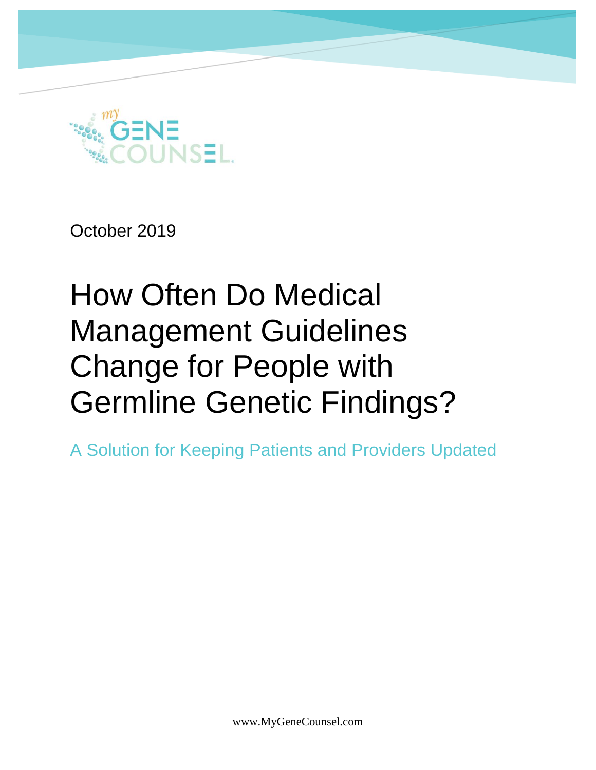my GENE COUNSEL.

October 2019

# How Often Do Medical Management Guidelines Change for People with Germline Genetic Findings?

## A Solution for Keeping Patients and Providers Updated

www.MyGeneCounsel.com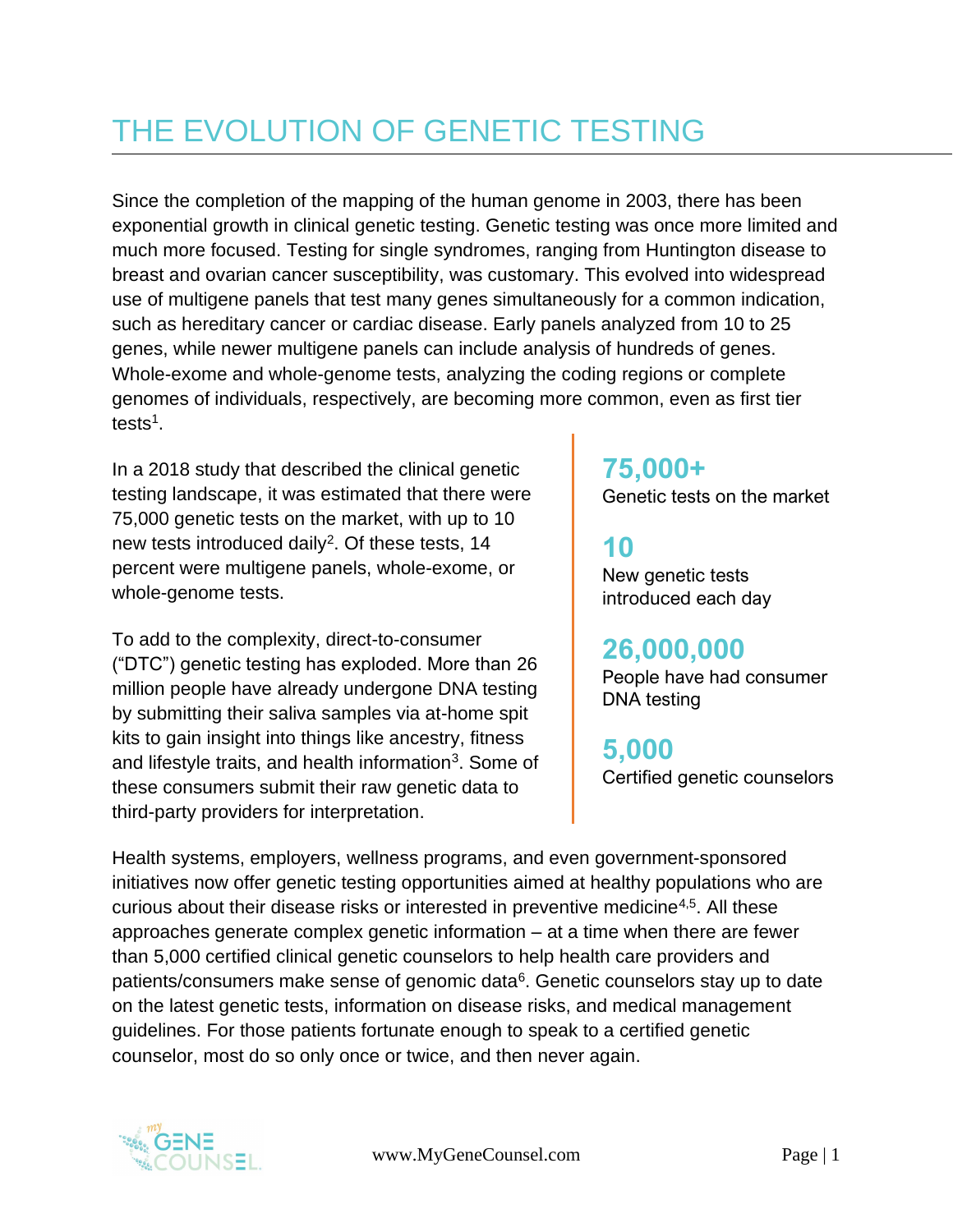# THE EVOLUTION OF GENETIC TESTING

Since the completion of the mapping of the human genome in 2003, there has been exponential growth in clinical genetic testing. Genetic testing was once more limited and much more focused. Testing for single syndromes, ranging from Huntington disease to breast and ovarian cancer susceptibility, was customary. This evolved into widespread use of multigene panels that test many genes simultaneously for a common indication, such as hereditary cancer or cardiac disease. Early panels analyzed from 10 to 25 genes, while newer multigene panels can include analysis of hundreds of genes. Whole-exome and whole-genome tests, analyzing the coding regions or complete genomes of individuals, respectively, are becoming more common, even as first tier tests[1].

In a 2018 study that described the clinical genetic testing landscape, it was estimated that there were 75,000 genetic tests on the market, with up to 10 new tests introduced daily[2]. Of these tests, 14 percent were multigene panels, whole-exome, or whole-genome tests.

To add to the complexity, direct-to-consumer ("DTC") genetic testing has exploded. More than 26 million people have already undergone DNA testing by submitting their saliva samples via at-home spit kits to gain insight into things like ancestry, fitness and lifestyle traits, and health information[3]. Some of these consumers submit their raw genetic data to third-party providers for interpretation.

**75,000+**
Genetic tests on the market

**10**
New genetic tests introduced each day

**26,000,000**
People have had consumer DNA testing

**5,000**
Certified genetic counselors

Health systems, employers, wellness programs, and even government-sponsored initiatives now offer genetic testing opportunities aimed at healthy populations who are curious about their disease risks or interested in preventive medicine[4,5]. All these approaches generate complex genetic information – at a time when there are fewer than 5,000 certified clinical genetic counselors to help health care providers and patients/consumers make sense of genomic data[6]. Genetic counselors stay up to date on the latest genetic tests, information on disease risks, and medical management guidelines. For those patients fortunate enough to speak to a certified genetic counselor, most do so only once or twice, and then never again.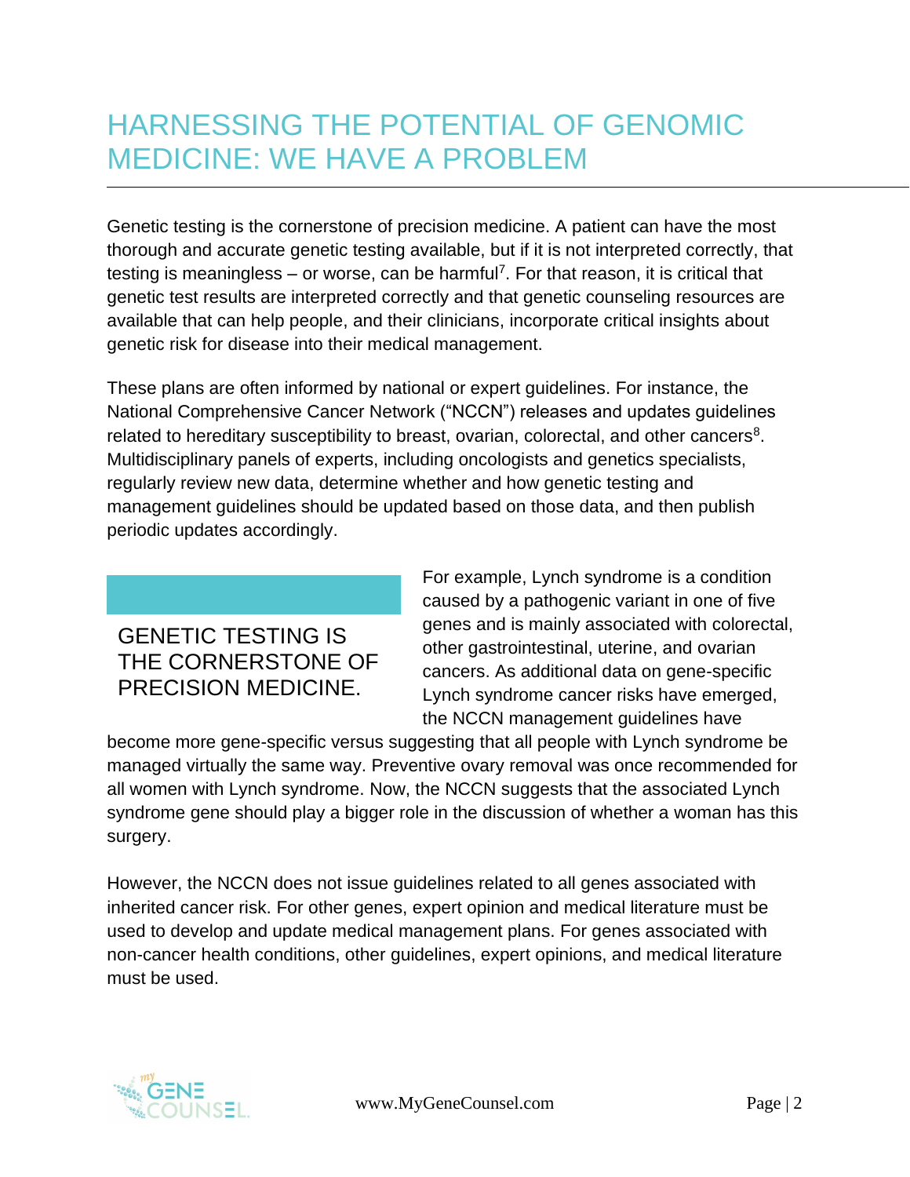# HARNESSING THE POTENTIAL OF GENOMIC MEDICINE: WE HAVE A PROBLEM

Genetic testing is the cornerstone of precision medicine. A patient can have the most thorough and accurate genetic testing available, but if it is not interpreted correctly, that testing is meaningless – or worse, can be harmful[7]. For that reason, it is critical that genetic test results are interpreted correctly and that genetic counseling resources are available that can help people, and their clinicians, incorporate critical insights about genetic risk for disease into their medical management.

These plans are often informed by national or expert guidelines. For instance, the National Comprehensive Cancer Network ("NCCN") releases and updates guidelines related to hereditary susceptibility to breast, ovarian, colorectal, and other cancers[8]. Multidisciplinary panels of experts, including oncologists and genetics specialists, regularly review new data, determine whether and how genetic testing and management guidelines should be updated based on those data, and then publish periodic updates accordingly.

> GENETIC TESTING IS THE CORNERSTONE OF PRECISION MEDICINE.

For example, Lynch syndrome is a condition caused by a pathogenic variant in one of five genes and is mainly associated with colorectal, other gastrointestinal, uterine, and ovarian cancers. As additional data on gene-specific Lynch syndrome cancer risks have emerged, the NCCN management guidelines have become more gene-specific versus suggesting that all people with Lynch syndrome be managed virtually the same way. Preventive ovary removal was once recommended for all women with Lynch syndrome. Now, the NCCN suggests that the associated Lynch syndrome gene should play a bigger role in the discussion of whether a woman has this surgery.

However, the NCCN does not issue guidelines related to all genes associated with inherited cancer risk. For other genes, expert opinion and medical literature must be used to develop and update medical management plans. For genes associated with non-cancer health conditions, other guidelines, expert opinions, and medical literature must be used.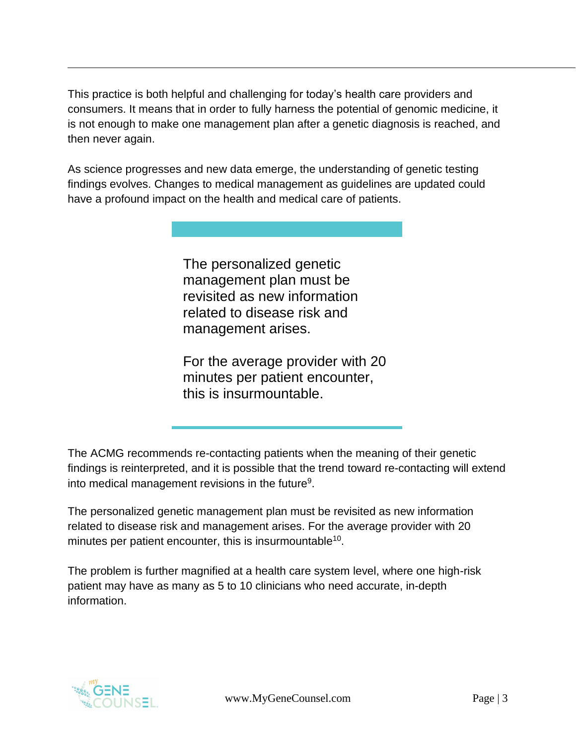This practice is both helpful and challenging for today's health care providers and consumers. It means that in order to fully harness the potential of genomic medicine, it is not enough to make one management plan after a genetic diagnosis is reached, and then never again.

As science progresses and new data emerge, the understanding of genetic testing findings evolves. Changes to medical management as guidelines are updated could have a profound impact on the health and medical care of patients.

> The personalized genetic management plan must be revisited as new information related to disease risk and management arises.
>
> For the average provider with 20 minutes per patient encounter, this is insurmountable.

The ACMG recommends re-contacting patients when the meaning of their genetic findings is reinterpreted, and it is possible that the trend toward re-contacting will extend into medical management revisions in the future[9].

The personalized genetic management plan must be revisited as new information related to disease risk and management arises. For the average provider with 20 minutes per patient encounter, this is insurmountable[10].

The problem is further magnified at a health care system level, where one high-risk patient may have as many as 5 to 10 clinicians who need accurate, in-depth information.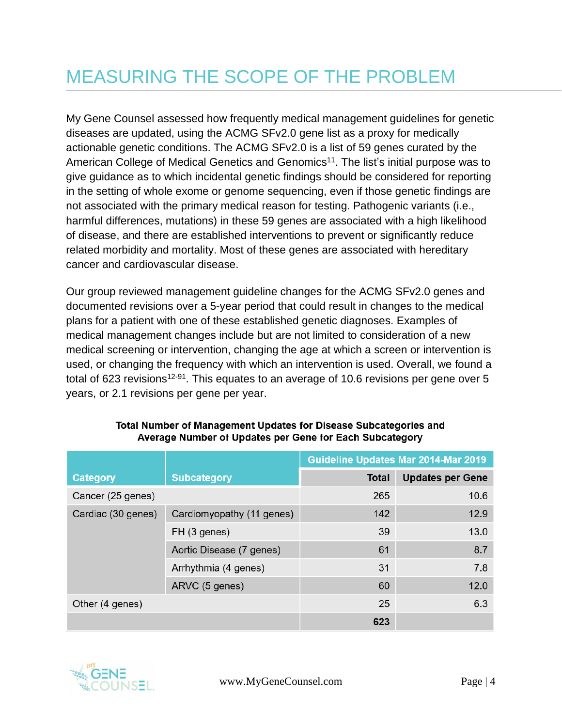# MEASURING THE SCOPE OF THE PROBLEM

My Gene Counsel assessed how frequently medical management guidelines for genetic diseases are updated, using the ACMG SFv2.0 gene list as a proxy for medically actionable genetic conditions. The ACMG SFv2.0 is a list of 59 genes curated by the American College of Medical Genetics and Genomics[11]. The list's initial purpose was to give guidance as to which incidental genetic findings should be considered for reporting in the setting of whole exome or genome sequencing, even if those genetic findings are not associated with the primary medical reason for testing. Pathogenic variants (i.e., harmful differences, mutations) in these 59 genes are associated with a high likelihood of disease, and there are established interventions to prevent or significantly reduce related morbidity and mortality. Most of these genes are associated with hereditary cancer and cardiovascular disease.

Our group reviewed management guideline changes for the ACMG SFv2.0 genes and documented revisions over a 5-year period that could result in changes to the medical plans for a patient with one of these established genetic diagnoses. Examples of medical management changes include but are not limited to consideration of a new medical screening or intervention, changing the age at which a screen or intervention is used, or changing the frequency with which an intervention is used. Overall, we found a total of 623 revisions[12-91]. This equates to an average of 10.6 revisions per gene over 5 years, or 2.1 revisions per gene per year.

**Total Number of Management Updates for Disease Subcategories and Average Number of Updates per Gene for Each Subcategory**

| Category | Subcategory | Guideline Updates Mar 2014-Mar 2019 | |
|---|---|---|---|
| | | **Total** | **Updates per Gene** |
| Cancer (25 genes) | | 265 | 10.6 |
| Cardiac (30 genes) | Cardiomyopathy (11 genes) | 142 | 12.9 |
| | FH (3 genes) | 39 | 13.0 |
| | Aortic Disease (7 genes) | 61 | 8.7 |
| | Arrhythmia (4 genes) | 31 | 7.8 |
| | ARVC (5 genes) | 60 | 12.0 |
| Other (4 genes) | | 25 | 6.3 |
| | | **623** | |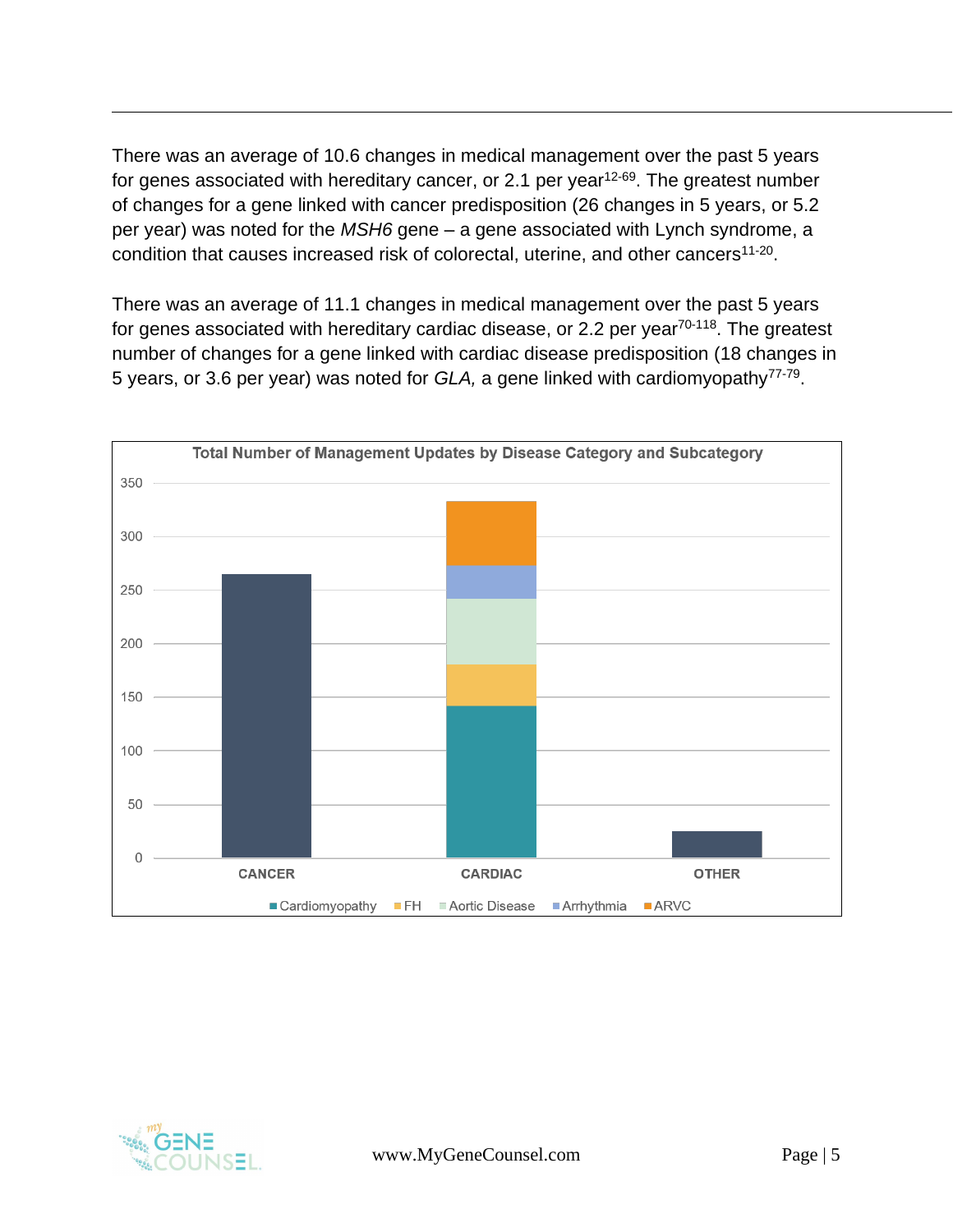There was an average of 10.6 changes in medical management over the past 5 years for genes associated with hereditary cancer, or 2.1 per year[12-69]. The greatest number of changes for a gene linked with cancer predisposition (26 changes in 5 years, or 5.2 per year) was noted for the *MSH6* gene – a gene associated with Lynch syndrome, a condition that causes increased risk of colorectal, uterine, and other cancers[11-20].

There was an average of 11.1 changes in medical management over the past 5 years for genes associated with hereditary cardiac disease, or 2.2 per year[70-118]. The greatest number of changes for a gene linked with cardiac disease predisposition (18 changes in 5 years, or 3.6 per year) was noted for *GLA,* a gene linked with cardiomyopathy[77-79].

**Total Number of Management Updates by Disease Category and Subcategory**

- CANCER: ~265
- CARDIAC: ~333 (Cardiomyopathy ~142, FH ~38, Aortic Disease ~62, Arrhythmia ~31, ARVC ~60)
- OTHER: ~25

Legend: Cardiomyopathy, FH, Aortic Disease, Arrhythmia, ARVC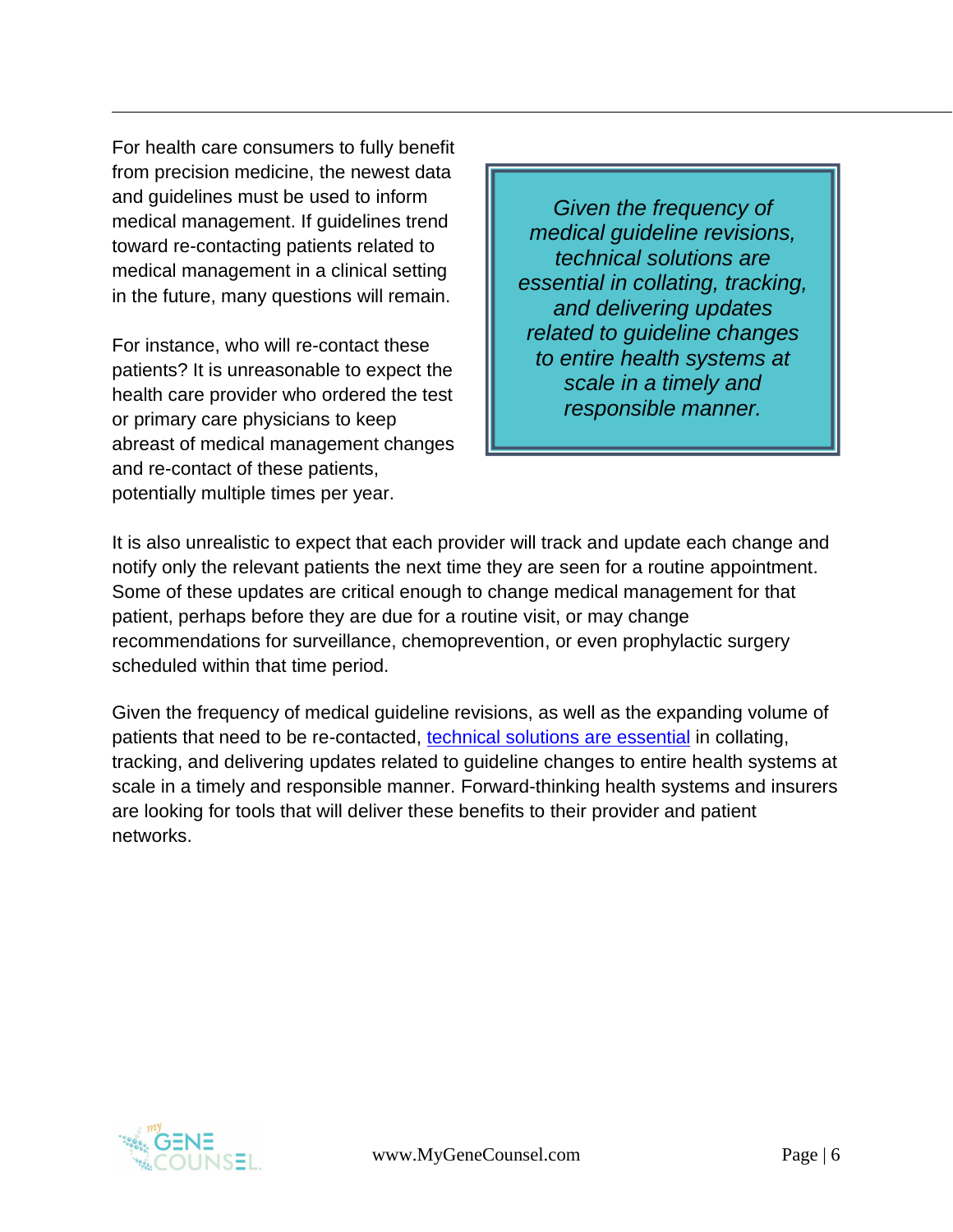For health care consumers to fully benefit from precision medicine, the newest data and guidelines must be used to inform medical management. If guidelines trend toward re-contacting patients related to medical management in a clinical setting in the future, many questions will remain.

> *Given the frequency of medical guideline revisions, technical solutions are essential in collating, tracking, and delivering updates related to guideline changes to entire health systems at scale in a timely and responsible manner.*

For instance, who will re-contact these patients? It is unreasonable to expect the health care provider who ordered the test or primary care physicians to keep abreast of medical management changes and re-contact of these patients, potentially multiple times per year.

It is also unrealistic to expect that each provider will track and update each change and notify only the relevant patients the next time they are seen for a routine appointment. Some of these updates are critical enough to change medical management for that patient, perhaps before they are due for a routine visit, or may change recommendations for surveillance, chemoprevention, or even prophylactic surgery scheduled within that time period.

Given the frequency of medical guideline revisions, as well as the expanding volume of patients that need to be re-contacted, technical solutions are essential in collating, tracking, and delivering updates related to guideline changes to entire health systems at scale in a timely and responsible manner. Forward-thinking health systems and insurers are looking for tools that will deliver these benefits to their provider and patient networks.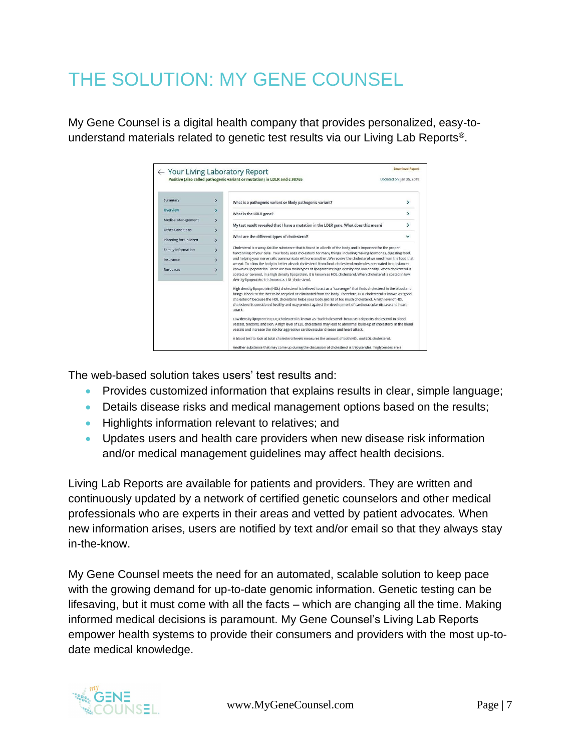# THE SOLUTION: MY GENE COUNSEL

My Gene Counsel is a digital health company that provides personalized, easy-to-understand materials related to genetic test results via our Living Lab Reports®.

The web-based solution takes users' test results and:

- Provides customized information that explains results in clear, simple language;
- Details disease risks and medical management options based on the results;
- Highlights information relevant to relatives; and
- Updates users and health care providers when new disease risk information and/or medical management guidelines may affect health decisions.

Living Lab Reports are available for patients and providers. They are written and continuously updated by a network of certified genetic counselors and other medical professionals who are experts in their areas and vetted by patient advocates. When new information arises, users are notified by text and/or email so that they always stay in-the-know.

My Gene Counsel meets the need for an automated, scalable solution to keep pace with the growing demand for up-to-date genomic information. Genetic testing can be lifesaving, but it must come with all the facts – which are changing all the time. Making informed medical decisions is paramount. My Gene Counsel's Living Lab Reports empower health systems to provide their consumers and providers with the most up-to-date medical knowledge.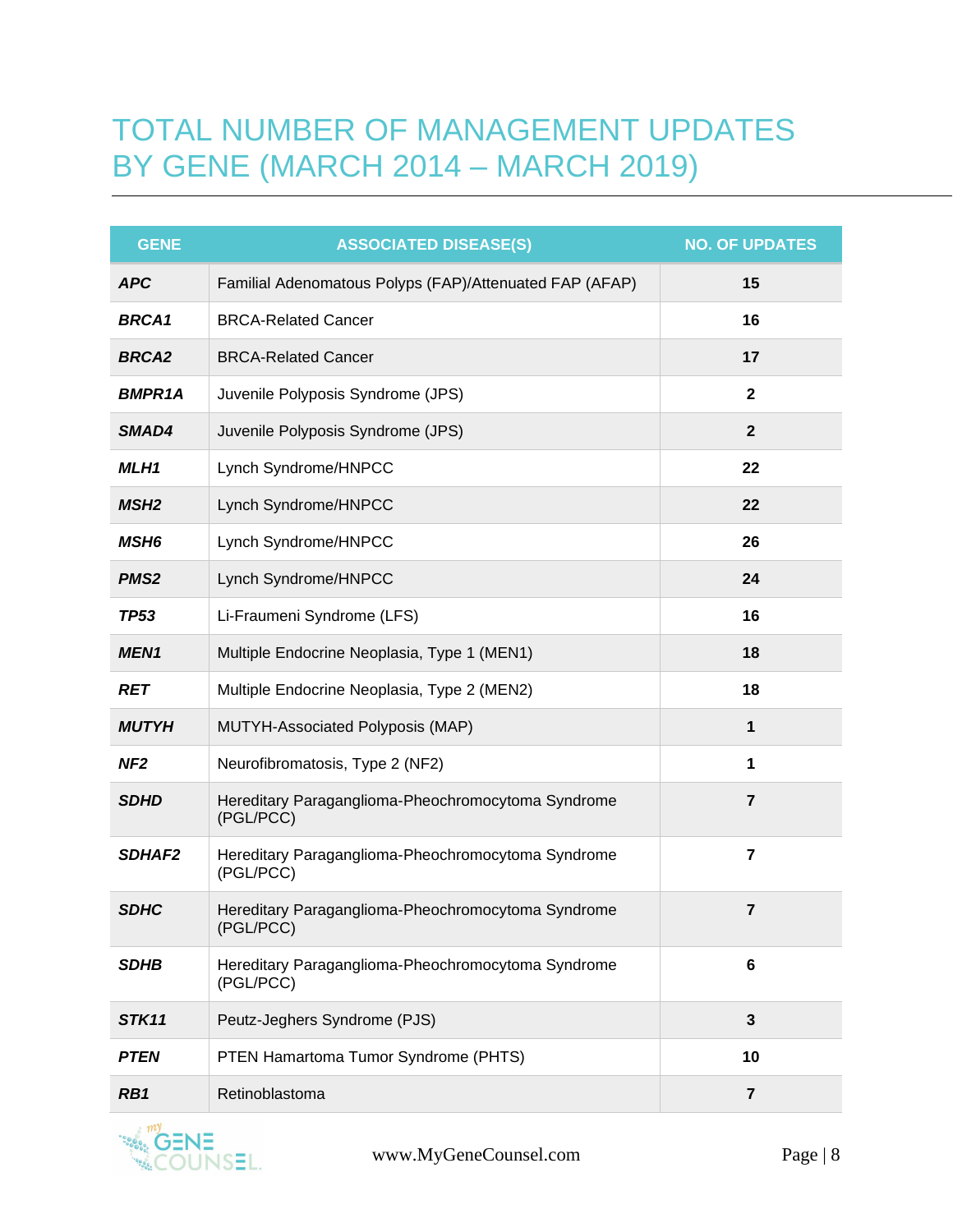# TOTAL NUMBER OF MANAGEMENT UPDATES BY GENE (MARCH 2014 – MARCH 2019)

| GENE | ASSOCIATED DISEASE(S) | NO. OF UPDATES |
|---|---|---|
| ***APC*** | Familial Adenomatous Polyps (FAP)/Attenuated FAP (AFAP) | **15** |
| ***BRCA1*** | BRCA-Related Cancer | **16** |
| ***BRCA2*** | BRCA-Related Cancer | **17** |
| ***BMPR1A*** | Juvenile Polyposis Syndrome (JPS) | **2** |
| ***SMAD4*** | Juvenile Polyposis Syndrome (JPS) | **2** |
| ***MLH1*** | Lynch Syndrome/HNPCC | **22** |
| ***MSH2*** | Lynch Syndrome/HNPCC | **22** |
| ***MSH6*** | Lynch Syndrome/HNPCC | **26** |
| ***PMS2*** | Lynch Syndrome/HNPCC | **24** |
| ***TP53*** | Li-Fraumeni Syndrome (LFS) | **16** |
| ***MEN1*** | Multiple Endocrine Neoplasia, Type 1 (MEN1) | **18** |
| ***RET*** | Multiple Endocrine Neoplasia, Type 2 (MEN2) | **18** |
| ***MUTYH*** | MUTYH-Associated Polyposis (MAP) | **1** |
| ***NF2*** | Neurofibromatosis, Type 2 (NF2) | **1** |
| ***SDHD*** | Hereditary Paraganglioma-Pheochromocytoma Syndrome (PGL/PCC) | **7** |
| ***SDHAF2*** | Hereditary Paraganglioma-Pheochromocytoma Syndrome (PGL/PCC) | **7** |
| ***SDHC*** | Hereditary Paraganglioma-Pheochromocytoma Syndrome (PGL/PCC) | **7** |
| ***SDHB*** | Hereditary Paraganglioma-Pheochromocytoma Syndrome (PGL/PCC) | **6** |
| ***STK11*** | Peutz-Jeghers Syndrome (PJS) | **3** |
| ***PTEN*** | PTEN Hamartoma Tumor Syndrome (PHTS) | **10** |
| ***RB1*** | Retinoblastoma | **7** |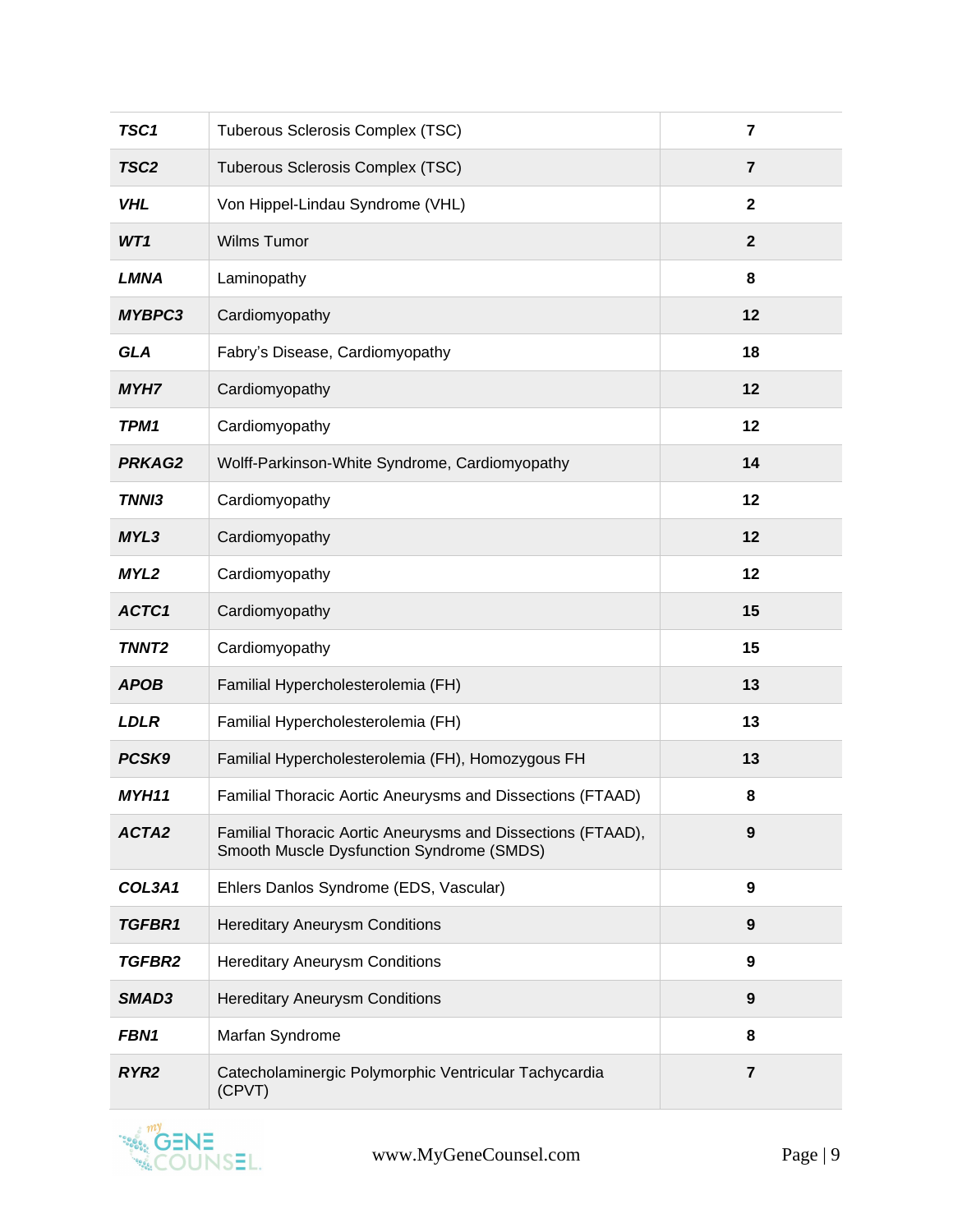| | | |
|---|---|---|
| ***TSC1*** | Tuberous Sclerosis Complex (TSC) | **7** |
| ***TSC2*** | Tuberous Sclerosis Complex (TSC) | **7** |
| ***VHL*** | Von Hippel-Lindau Syndrome (VHL) | **2** |
| ***WT1*** | Wilms Tumor | **2** |
| ***LMNA*** | Laminopathy | **8** |
| ***MYBPC3*** | Cardiomyopathy | **12** |
| ***GLA*** | Fabry's Disease, Cardiomyopathy | **18** |
| ***MYH7*** | Cardiomyopathy | **12** |
| ***TPM1*** | Cardiomyopathy | **12** |
| ***PRKAG2*** | Wolff-Parkinson-White Syndrome, Cardiomyopathy | **14** |
| ***TNNI3*** | Cardiomyopathy | **12** |
| ***MYL3*** | Cardiomyopathy | **12** |
| ***MYL2*** | Cardiomyopathy | **12** |
| ***ACTC1*** | Cardiomyopathy | **15** |
| ***TNNT2*** | Cardiomyopathy | **15** |
| ***APOB*** | Familial Hypercholesterolemia (FH) | **13** |
| ***LDLR*** | Familial Hypercholesterolemia (FH) | **13** |
| ***PCSK9*** | Familial Hypercholesterolemia (FH), Homozygous FH | **13** |
| ***MYH11*** | Familial Thoracic Aortic Aneurysms and Dissections (FTAAD) | **8** |
| ***ACTA2*** | Familial Thoracic Aortic Aneurysms and Dissections (FTAAD), Smooth Muscle Dysfunction Syndrome (SMDS) | **9** |
| ***COL3A1*** | Ehlers Danlos Syndrome (EDS, Vascular) | **9** |
| ***TGFBR1*** | Hereditary Aneurysm Conditions | **9** |
| ***TGFBR2*** | Hereditary Aneurysm Conditions | **9** |
| ***SMAD3*** | Hereditary Aneurysm Conditions | **9** |
| ***FBN1*** | Marfan Syndrome | **8** |
| ***RYR2*** | Catecholaminergic Polymorphic Ventricular Tachycardia (CPVT) | **7** |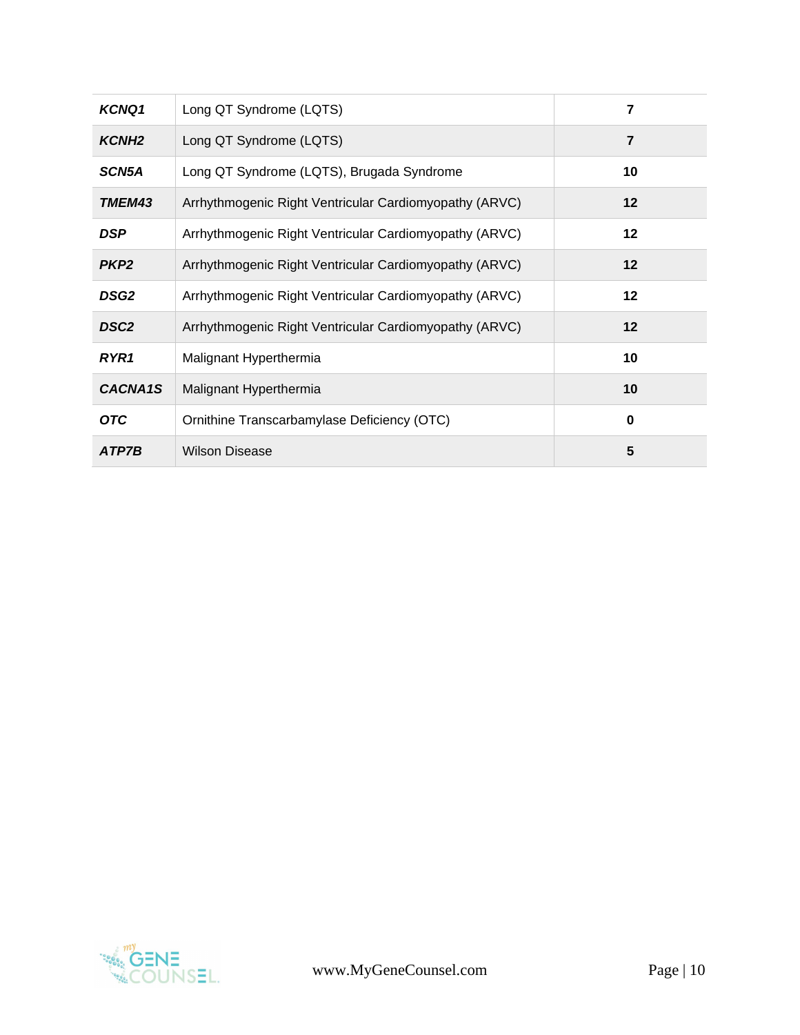| | | |
|---|---|---|
| ***KCNQ1*** | Long QT Syndrome (LQTS) | **7** |
| ***KCNH2*** | Long QT Syndrome (LQTS) | **7** |
| ***SCN5A*** | Long QT Syndrome (LQTS), Brugada Syndrome | **10** |
| ***TMEM43*** | Arrhythmogenic Right Ventricular Cardiomyopathy (ARVC) | **12** |
| ***DSP*** | Arrhythmogenic Right Ventricular Cardiomyopathy (ARVC) | **12** |
| ***PKP2*** | Arrhythmogenic Right Ventricular Cardiomyopathy (ARVC) | **12** |
| ***DSG2*** | Arrhythmogenic Right Ventricular Cardiomyopathy (ARVC) | **12** |
| ***DSC2*** | Arrhythmogenic Right Ventricular Cardiomyopathy (ARVC) | **12** |
| ***RYR1*** | Malignant Hyperthermia | **10** |
| ***CACNA1S*** | Malignant Hyperthermia | **10** |
| ***OTC*** | Ornithine Transcarbamylase Deficiency (OTC) | **0** |
| ***ATP7B*** | Wilson Disease | **5** |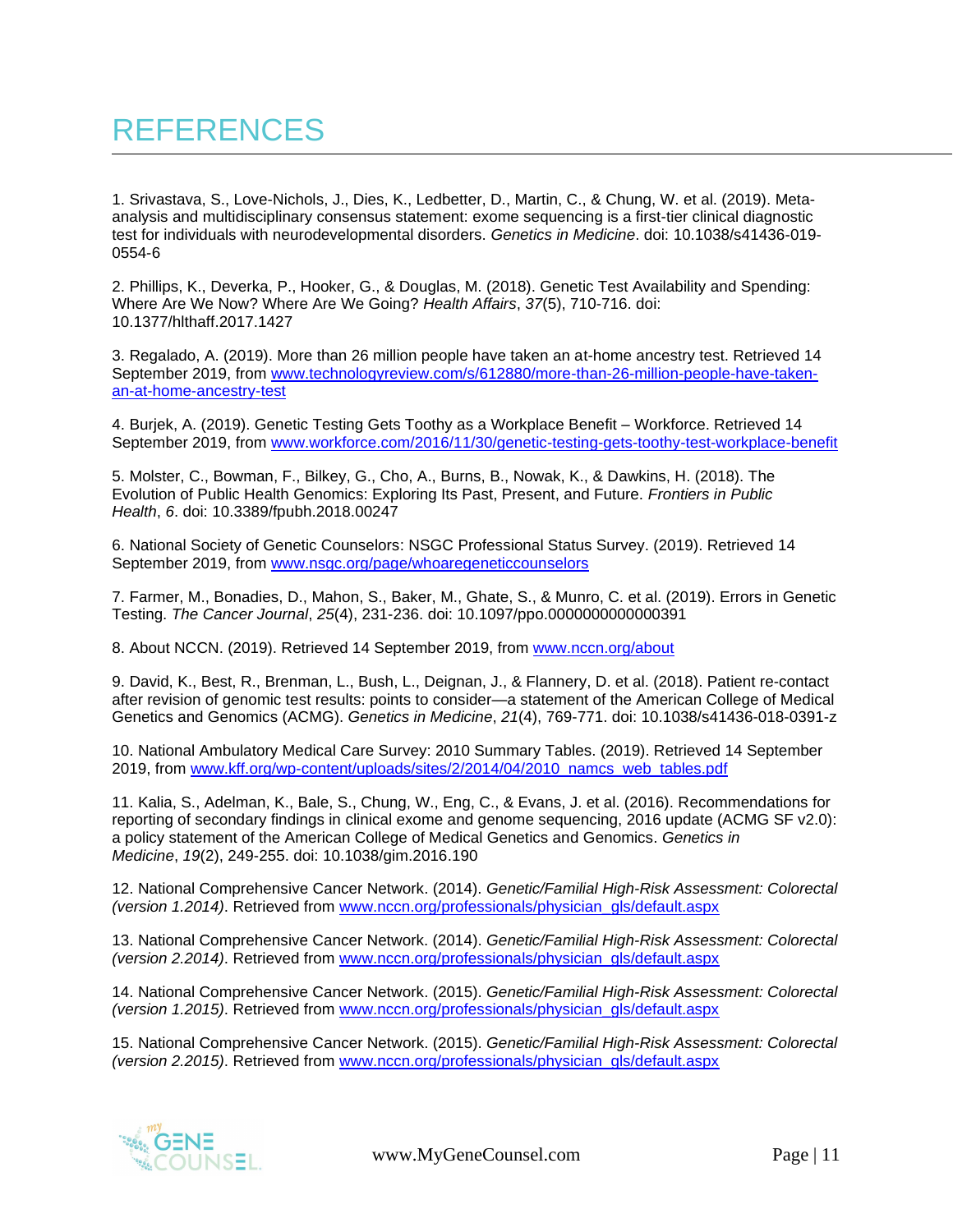# REFERENCES

1. Srivastava, S., Love-Nichols, J., Dies, K., Ledbetter, D., Martin, C., & Chung, W. et al. (2019). Meta-analysis and multidisciplinary consensus statement: exome sequencing is a first-tier clinical diagnostic test for individuals with neurodevelopmental disorders. *Genetics in Medicine*. doi: 10.1038/s41436-019-0554-6

2. Phillips, K., Deverka, P., Hooker, G., & Douglas, M. (2018). Genetic Test Availability and Spending: Where Are We Now? Where Are We Going? *Health Affairs*, *37*(5), 710-716. doi: 10.1377/hlthaff.2017.1427

3. Regalado, A. (2019). More than 26 million people have taken an at-home ancestry test. Retrieved 14 September 2019, from www.technologyreview.com/s/612880/more-than-26-million-people-have-taken-an-at-home-ancestry-test

4. Burjek, A. (2019). Genetic Testing Gets Toothy as a Workplace Benefit – Workforce. Retrieved 14 September 2019, from www.workforce.com/2016/11/30/genetic-testing-gets-toothy-test-workplace-benefit

5. Molster, C., Bowman, F., Bilkey, G., Cho, A., Burns, B., Nowak, K., & Dawkins, H. (2018). The Evolution of Public Health Genomics: Exploring Its Past, Present, and Future. *Frontiers in Public Health*, *6*. doi: 10.3389/fpubh.2018.00247

6. National Society of Genetic Counselors: NSGC Professional Status Survey. (2019). Retrieved 14 September 2019, from www.nsgc.org/page/whoaregeneticcounselors

7. Farmer, M., Bonadies, D., Mahon, S., Baker, M., Ghate, S., & Munro, C. et al. (2019). Errors in Genetic Testing. *The Cancer Journal*, *25*(4), 231-236. doi: 10.1097/ppo.0000000000000391

8. About NCCN. (2019). Retrieved 14 September 2019, from www.nccn.org/about

9. David, K., Best, R., Brenman, L., Bush, L., Deignan, J., & Flannery, D. et al. (2018). Patient re-contact after revision of genomic test results: points to consider—a statement of the American College of Medical Genetics and Genomics (ACMG). *Genetics in Medicine*, *21*(4), 769-771. doi: 10.1038/s41436-018-0391-z

10. National Ambulatory Medical Care Survey: 2010 Summary Tables. (2019). Retrieved 14 September 2019, from www.kff.org/wp-content/uploads/sites/2/2014/04/2010_namcs_web_tables.pdf

11. Kalia, S., Adelman, K., Bale, S., Chung, W., Eng, C., & Evans, J. et al. (2016). Recommendations for reporting of secondary findings in clinical exome and genome sequencing, 2016 update (ACMG SF v2.0): a policy statement of the American College of Medical Genetics and Genomics. *Genetics in Medicine*, *19*(2), 249-255. doi: 10.1038/gim.2016.190

12. National Comprehensive Cancer Network. (2014). *Genetic/Familial High-Risk Assessment: Colorectal (version 1.2014)*. Retrieved from www.nccn.org/professionals/physician_gls/default.aspx

13. National Comprehensive Cancer Network. (2014). *Genetic/Familial High-Risk Assessment: Colorectal (version 2.2014)*. Retrieved from www.nccn.org/professionals/physician_gls/default.aspx

14. National Comprehensive Cancer Network. (2015). *Genetic/Familial High-Risk Assessment: Colorectal (version 1.2015)*. Retrieved from www.nccn.org/professionals/physician_gls/default.aspx

15. National Comprehensive Cancer Network. (2015). *Genetic/Familial High-Risk Assessment: Colorectal (version 2.2015)*. Retrieved from www.nccn.org/professionals/physician_gls/default.aspx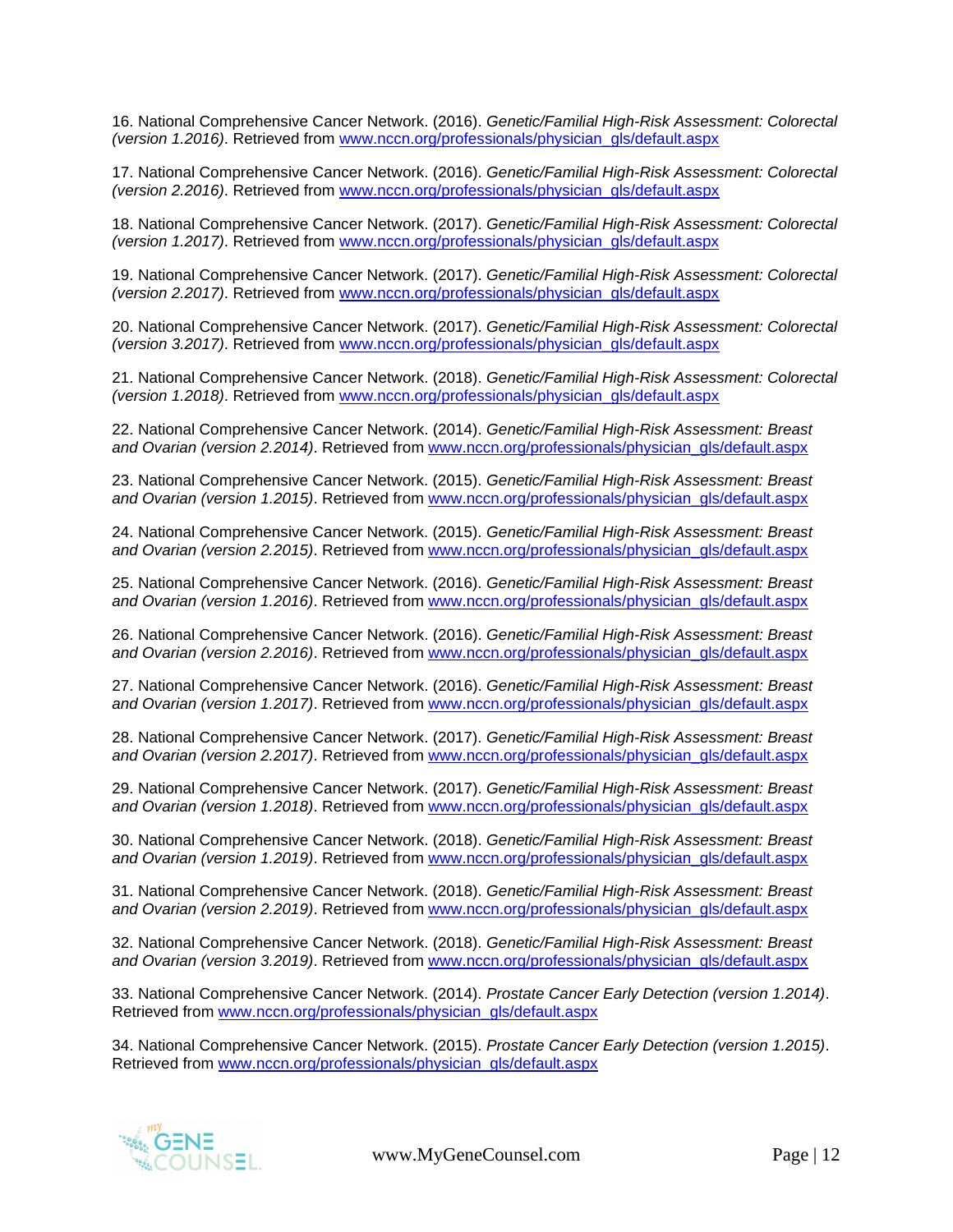16. National Comprehensive Cancer Network. (2016). *Genetic/Familial High-Risk Assessment: Colorectal (version 1.2016)*. Retrieved from [www.nccn.org/professionals/physician_gls/default.aspx](www.nccn.org/professionals/physician_gls/default.aspx)

17. National Comprehensive Cancer Network. (2016). *Genetic/Familial High-Risk Assessment: Colorectal (version 2.2016)*. Retrieved from [www.nccn.org/professionals/physician_gls/default.aspx](www.nccn.org/professionals/physician_gls/default.aspx)

18. National Comprehensive Cancer Network. (2017). *Genetic/Familial High-Risk Assessment: Colorectal (version 1.2017)*. Retrieved from [www.nccn.org/professionals/physician_gls/default.aspx](www.nccn.org/professionals/physician_gls/default.aspx)

19. National Comprehensive Cancer Network. (2017). *Genetic/Familial High-Risk Assessment: Colorectal (version 2.2017)*. Retrieved from [www.nccn.org/professionals/physician_gls/default.aspx](www.nccn.org/professionals/physician_gls/default.aspx)

20. National Comprehensive Cancer Network. (2017). *Genetic/Familial High-Risk Assessment: Colorectal (version 3.2017)*. Retrieved from [www.nccn.org/professionals/physician_gls/default.aspx](www.nccn.org/professionals/physician_gls/default.aspx)

21. National Comprehensive Cancer Network. (2018). *Genetic/Familial High-Risk Assessment: Colorectal (version 1.2018)*. Retrieved from [www.nccn.org/professionals/physician_gls/default.aspx](www.nccn.org/professionals/physician_gls/default.aspx)

22. National Comprehensive Cancer Network. (2014). *Genetic/Familial High-Risk Assessment: Breast and Ovarian (version 2.2014)*. Retrieved from [www.nccn.org/professionals/physician_gls/default.aspx](www.nccn.org/professionals/physician_gls/default.aspx)

23. National Comprehensive Cancer Network. (2015). *Genetic/Familial High-Risk Assessment: Breast and Ovarian (version 1.2015)*. Retrieved from [www.nccn.org/professionals/physician_gls/default.aspx](www.nccn.org/professionals/physician_gls/default.aspx)

24. National Comprehensive Cancer Network. (2015). *Genetic/Familial High-Risk Assessment: Breast and Ovarian (version 2.2015)*. Retrieved from [www.nccn.org/professionals/physician_gls/default.aspx](www.nccn.org/professionals/physician_gls/default.aspx)

25. National Comprehensive Cancer Network. (2016). *Genetic/Familial High-Risk Assessment: Breast and Ovarian (version 1.2016)*. Retrieved from [www.nccn.org/professionals/physician_gls/default.aspx](www.nccn.org/professionals/physician_gls/default.aspx)

26. National Comprehensive Cancer Network. (2016). *Genetic/Familial High-Risk Assessment: Breast and Ovarian (version 2.2016)*. Retrieved from [www.nccn.org/professionals/physician_gls/default.aspx](www.nccn.org/professionals/physician_gls/default.aspx)

27. National Comprehensive Cancer Network. (2016). *Genetic/Familial High-Risk Assessment: Breast and Ovarian (version 1.2017)*. Retrieved from [www.nccn.org/professionals/physician_gls/default.aspx](www.nccn.org/professionals/physician_gls/default.aspx)

28. National Comprehensive Cancer Network. (2017). *Genetic/Familial High-Risk Assessment: Breast and Ovarian (version 2.2017)*. Retrieved from [www.nccn.org/professionals/physician_gls/default.aspx](www.nccn.org/professionals/physician_gls/default.aspx)

29. National Comprehensive Cancer Network. (2017). *Genetic/Familial High-Risk Assessment: Breast and Ovarian (version 1.2018)*. Retrieved from [www.nccn.org/professionals/physician_gls/default.aspx](www.nccn.org/professionals/physician_gls/default.aspx)

30. National Comprehensive Cancer Network. (2018). *Genetic/Familial High-Risk Assessment: Breast and Ovarian (version 1.2019)*. Retrieved from [www.nccn.org/professionals/physician_gls/default.aspx](www.nccn.org/professionals/physician_gls/default.aspx)

31. National Comprehensive Cancer Network. (2018). *Genetic/Familial High-Risk Assessment: Breast and Ovarian (version 2.2019)*. Retrieved from [www.nccn.org/professionals/physician_gls/default.aspx](www.nccn.org/professionals/physician_gls/default.aspx)

32. National Comprehensive Cancer Network. (2018). *Genetic/Familial High-Risk Assessment: Breast and Ovarian (version 3.2019)*. Retrieved from [www.nccn.org/professionals/physician_gls/default.aspx](www.nccn.org/professionals/physician_gls/default.aspx)

33. National Comprehensive Cancer Network. (2014). *Prostate Cancer Early Detection (version 1.2014)*. Retrieved from [www.nccn.org/professionals/physician_gls/default.aspx](www.nccn.org/professionals/physician_gls/default.aspx)

34. National Comprehensive Cancer Network. (2015). *Prostate Cancer Early Detection (version 1.2015)*. Retrieved from [www.nccn.org/professionals/physician_gls/default.aspx](www.nccn.org/professionals/physician_gls/default.aspx)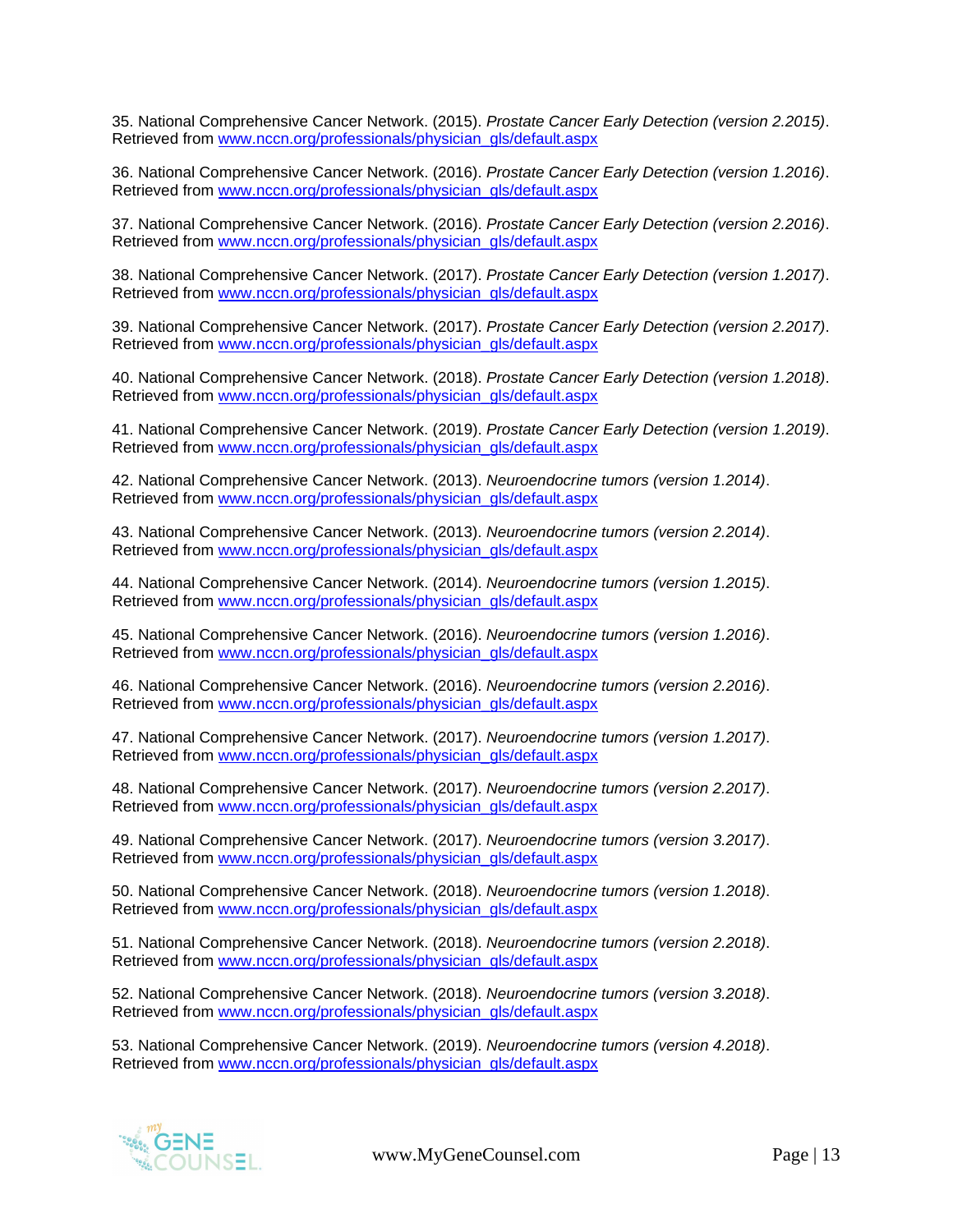35. National Comprehensive Cancer Network. (2015). *Prostate Cancer Early Detection (version 2.2015)*. Retrieved from www.nccn.org/professionals/physician_gls/default.aspx

36. National Comprehensive Cancer Network. (2016). *Prostate Cancer Early Detection (version 1.2016)*. Retrieved from www.nccn.org/professionals/physician_gls/default.aspx

37. National Comprehensive Cancer Network. (2016). *Prostate Cancer Early Detection (version 2.2016)*. Retrieved from www.nccn.org/professionals/physician_gls/default.aspx

38. National Comprehensive Cancer Network. (2017). *Prostate Cancer Early Detection (version 1.2017)*. Retrieved from www.nccn.org/professionals/physician_gls/default.aspx

39. National Comprehensive Cancer Network. (2017). *Prostate Cancer Early Detection (version 2.2017)*. Retrieved from www.nccn.org/professionals/physician_gls/default.aspx

40. National Comprehensive Cancer Network. (2018). *Prostate Cancer Early Detection (version 1.2018)*. Retrieved from www.nccn.org/professionals/physician_gls/default.aspx

41. National Comprehensive Cancer Network. (2019). *Prostate Cancer Early Detection (version 1.2019)*. Retrieved from www.nccn.org/professionals/physician_gls/default.aspx

42. National Comprehensive Cancer Network. (2013). *Neuroendocrine tumors (version 1.2014)*. Retrieved from www.nccn.org/professionals/physician_gls/default.aspx

43. National Comprehensive Cancer Network. (2013). *Neuroendocrine tumors (version 2.2014)*. Retrieved from www.nccn.org/professionals/physician_gls/default.aspx

44. National Comprehensive Cancer Network. (2014). *Neuroendocrine tumors (version 1.2015)*. Retrieved from www.nccn.org/professionals/physician_gls/default.aspx

45. National Comprehensive Cancer Network. (2016). *Neuroendocrine tumors (version 1.2016)*. Retrieved from www.nccn.org/professionals/physician_gls/default.aspx

46. National Comprehensive Cancer Network. (2016). *Neuroendocrine tumors (version 2.2016)*. Retrieved from www.nccn.org/professionals/physician_gls/default.aspx

47. National Comprehensive Cancer Network. (2017). *Neuroendocrine tumors (version 1.2017)*. Retrieved from www.nccn.org/professionals/physician_gls/default.aspx

48. National Comprehensive Cancer Network. (2017). *Neuroendocrine tumors (version 2.2017)*. Retrieved from www.nccn.org/professionals/physician_gls/default.aspx

49. National Comprehensive Cancer Network. (2017). *Neuroendocrine tumors (version 3.2017)*. Retrieved from www.nccn.org/professionals/physician_gls/default.aspx

50. National Comprehensive Cancer Network. (2018). *Neuroendocrine tumors (version 1.2018)*. Retrieved from www.nccn.org/professionals/physician_gls/default.aspx

51. National Comprehensive Cancer Network. (2018). *Neuroendocrine tumors (version 2.2018)*. Retrieved from www.nccn.org/professionals/physician_gls/default.aspx

52. National Comprehensive Cancer Network. (2018). *Neuroendocrine tumors (version 3.2018)*. Retrieved from www.nccn.org/professionals/physician_gls/default.aspx

53. National Comprehensive Cancer Network. (2019). *Neuroendocrine tumors (version 4.2018)*. Retrieved from www.nccn.org/professionals/physician_gls/default.aspx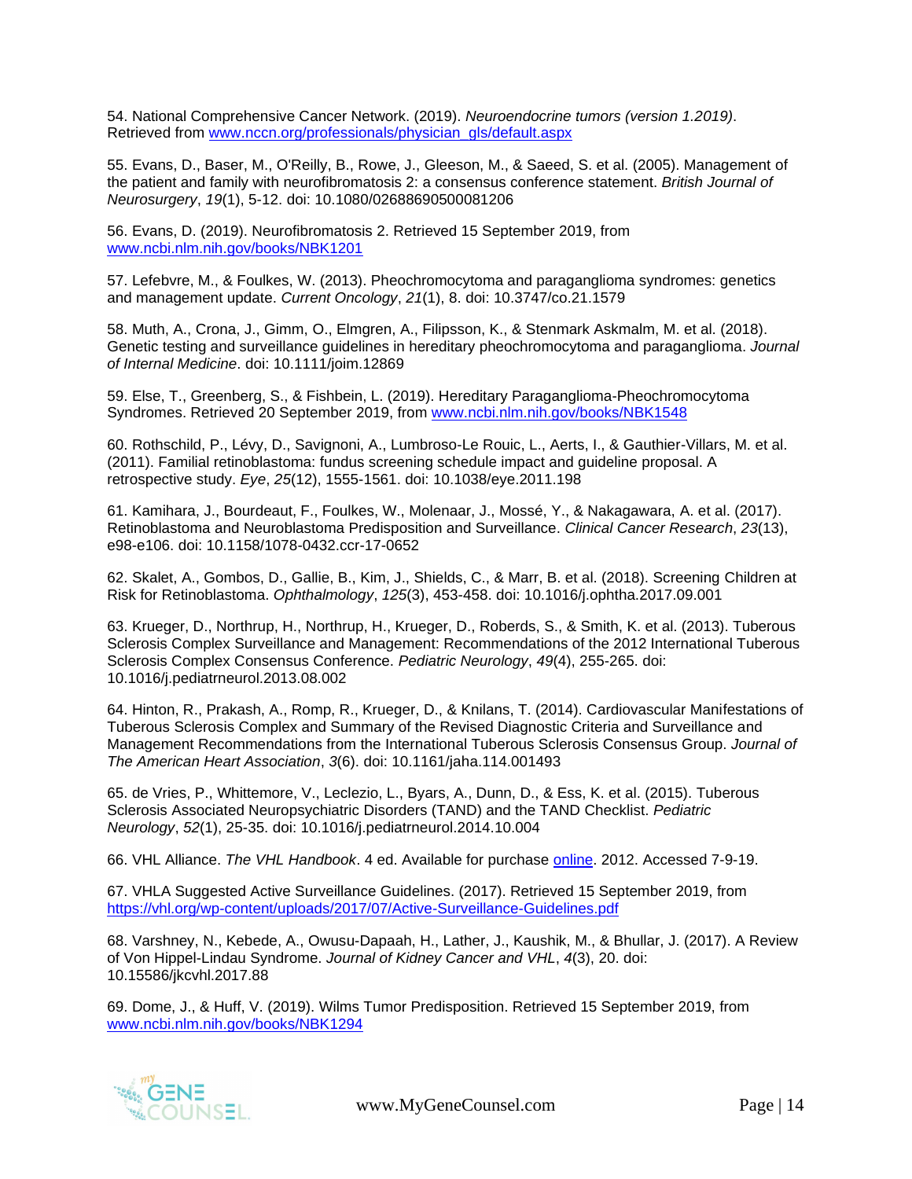54. National Comprehensive Cancer Network. (2019). *Neuroendocrine tumors (version 1.2019)*. Retrieved from [www.nccn.org/professionals/physician_gls/default.aspx](www.nccn.org/professionals/physician_gls/default.aspx)

55. Evans, D., Baser, M., O'Reilly, B., Rowe, J., Gleeson, M., & Saeed, S. et al. (2005). Management of the patient and family with neurofibromatosis 2: a consensus conference statement. *British Journal of Neurosurgery*, *19*(1), 5-12. doi: 10.1080/02688690500081206

56. Evans, D. (2019). Neurofibromatosis 2. Retrieved 15 September 2019, from [www.ncbi.nlm.nih.gov/books/NBK1201](www.ncbi.nlm.nih.gov/books/NBK1201)

57. Lefebvre, M., & Foulkes, W. (2013). Pheochromocytoma and paraganglioma syndromes: genetics and management update. *Current Oncology*, *21*(1), 8. doi: 10.3747/co.21.1579

58. Muth, A., Crona, J., Gimm, O., Elmgren, A., Filipsson, K., & Stenmark Askmalm, M. et al. (2018). Genetic testing and surveillance guidelines in hereditary pheochromocytoma and paraganglioma. *Journal of Internal Medicine*. doi: 10.1111/joim.12869

59. Else, T., Greenberg, S., & Fishbein, L. (2019). Hereditary Paraganglioma-Pheochromocytoma Syndromes. Retrieved 20 September 2019, from [www.ncbi.nlm.nih.gov/books/NBK1548](www.ncbi.nlm.nih.gov/books/NBK1548)

60. Rothschild, P., Lévy, D., Savignoni, A., Lumbroso-Le Rouic, L., Aerts, I., & Gauthier-Villars, M. et al. (2011). Familial retinoblastoma: fundus screening schedule impact and guideline proposal. A retrospective study. *Eye*, *25*(12), 1555-1561. doi: 10.1038/eye.2011.198

61. Kamihara, J., Bourdeaut, F., Foulkes, W., Molenaar, J., Mossé, Y., & Nakagawara, A. et al. (2017). Retinoblastoma and Neuroblastoma Predisposition and Surveillance. *Clinical Cancer Research*, *23*(13), e98-e106. doi: 10.1158/1078-0432.ccr-17-0652

62. Skalet, A., Gombos, D., Gallie, B., Kim, J., Shields, C., & Marr, B. et al. (2018). Screening Children at Risk for Retinoblastoma. *Ophthalmology*, *125*(3), 453-458. doi: 10.1016/j.ophtha.2017.09.001

63. Krueger, D., Northrup, H., Northrup, H., Krueger, D., Roberds, S., & Smith, K. et al. (2013). Tuberous Sclerosis Complex Surveillance and Management: Recommendations of the 2012 International Tuberous Sclerosis Complex Consensus Conference. *Pediatric Neurology*, *49*(4), 255-265. doi: 10.1016/j.pediatrneurol.2013.08.002

64. Hinton, R., Prakash, A., Romp, R., Krueger, D., & Knilans, T. (2014). Cardiovascular Manifestations of Tuberous Sclerosis Complex and Summary of the Revised Diagnostic Criteria and Surveillance and Management Recommendations from the International Tuberous Sclerosis Consensus Group. *Journal of The American Heart Association*, *3*(6). doi: 10.1161/jaha.114.001493

65. de Vries, P., Whittemore, V., Leclezio, L., Byars, A., Dunn, D., & Ess, K. et al. (2015). Tuberous Sclerosis Associated Neuropsychiatric Disorders (TAND) and the TAND Checklist. *Pediatric Neurology*, *52*(1), 25-35. doi: 10.1016/j.pediatrneurol.2014.10.004

66. VHL Alliance. *The VHL Handbook*. 4 ed. Available for purchase online. 2012. Accessed 7-9-19.

67. VHLA Suggested Active Surveillance Guidelines. (2017). Retrieved 15 September 2019, from [https://vhl.org/wp-content/uploads/2017/07/Active-Surveillance-Guidelines.pdf](https://vhl.org/wp-content/uploads/2017/07/Active-Surveillance-Guidelines.pdf)

68. Varshney, N., Kebede, A., Owusu-Dapaah, H., Lather, J., Kaushik, M., & Bhullar, J. (2017). A Review of Von Hippel-Lindau Syndrome. *Journal of Kidney Cancer and VHL*, *4*(3), 20. doi: 10.15586/jkcvhl.2017.88

69. Dome, J., & Huff, V. (2019). Wilms Tumor Predisposition. Retrieved 15 September 2019, from [www.ncbi.nlm.nih.gov/books/NBK1294](www.ncbi.nlm.nih.gov/books/NBK1294)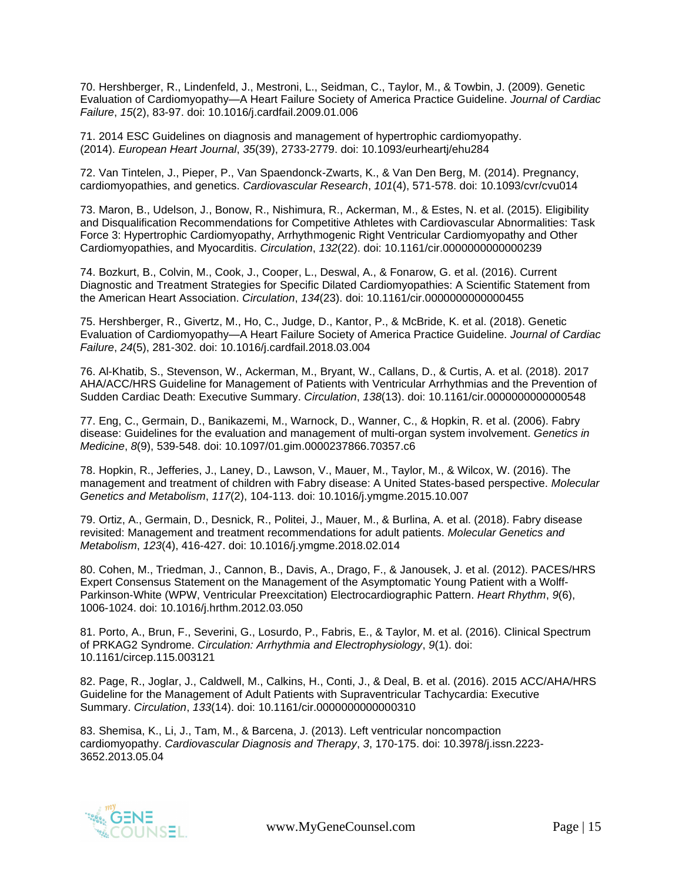70. Hershberger, R., Lindenfeld, J., Mestroni, L., Seidman, C., Taylor, M., & Towbin, J. (2009). Genetic Evaluation of Cardiomyopathy—A Heart Failure Society of America Practice Guideline. *Journal of Cardiac Failure*, *15*(2), 83-97. doi: 10.1016/j.cardfail.2009.01.006

71. 2014 ESC Guidelines on diagnosis and management of hypertrophic cardiomyopathy. (2014). *European Heart Journal*, *35*(39), 2733-2779. doi: 10.1093/eurheartj/ehu284

72. Van Tintelen, J., Pieper, P., Van Spaendonck-Zwarts, K., & Van Den Berg, M. (2014). Pregnancy, cardiomyopathies, and genetics. *Cardiovascular Research*, *101*(4), 571-578. doi: 10.1093/cvr/cvu014

73. Maron, B., Udelson, J., Bonow, R., Nishimura, R., Ackerman, M., & Estes, N. et al. (2015). Eligibility and Disqualification Recommendations for Competitive Athletes with Cardiovascular Abnormalities: Task Force 3: Hypertrophic Cardiomyopathy, Arrhythmogenic Right Ventricular Cardiomyopathy and Other Cardiomyopathies, and Myocarditis. *Circulation*, *132*(22). doi: 10.1161/cir.0000000000000239

74. Bozkurt, B., Colvin, M., Cook, J., Cooper, L., Deswal, A., & Fonarow, G. et al. (2016). Current Diagnostic and Treatment Strategies for Specific Dilated Cardiomyopathies: A Scientific Statement from the American Heart Association. *Circulation*, *134*(23). doi: 10.1161/cir.0000000000000455

75. Hershberger, R., Givertz, M., Ho, C., Judge, D., Kantor, P., & McBride, K. et al. (2018). Genetic Evaluation of Cardiomyopathy—A Heart Failure Society of America Practice Guideline. *Journal of Cardiac Failure*, *24*(5), 281-302. doi: 10.1016/j.cardfail.2018.03.004

76. Al-Khatib, S., Stevenson, W., Ackerman, M., Bryant, W., Callans, D., & Curtis, A. et al. (2018). 2017 AHA/ACC/HRS Guideline for Management of Patients with Ventricular Arrhythmias and the Prevention of Sudden Cardiac Death: Executive Summary. *Circulation*, *138*(13). doi: 10.1161/cir.0000000000000548

77. Eng, C., Germain, D., Banikazemi, M., Warnock, D., Wanner, C., & Hopkin, R. et al. (2006). Fabry disease: Guidelines for the evaluation and management of multi-organ system involvement. *Genetics in Medicine*, *8*(9), 539-548. doi: 10.1097/01.gim.0000237866.70357.c6

78. Hopkin, R., Jefferies, J., Laney, D., Lawson, V., Mauer, M., Taylor, M., & Wilcox, W. (2016). The management and treatment of children with Fabry disease: A United States-based perspective. *Molecular Genetics and Metabolism*, *117*(2), 104-113. doi: 10.1016/j.ymgme.2015.10.007

79. Ortiz, A., Germain, D., Desnick, R., Politei, J., Mauer, M., & Burlina, A. et al. (2018). Fabry disease revisited: Management and treatment recommendations for adult patients. *Molecular Genetics and Metabolism*, *123*(4), 416-427. doi: 10.1016/j.ymgme.2018.02.014

80. Cohen, M., Triedman, J., Cannon, B., Davis, A., Drago, F., & Janousek, J. et al. (2012). PACES/HRS Expert Consensus Statement on the Management of the Asymptomatic Young Patient with a Wolff-Parkinson-White (WPW, Ventricular Preexcitation) Electrocardiographic Pattern. *Heart Rhythm*, *9*(6), 1006-1024. doi: 10.1016/j.hrthm.2012.03.050

81. Porto, A., Brun, F., Severini, G., Losurdo, P., Fabris, E., & Taylor, M. et al. (2016). Clinical Spectrum of PRKAG2 Syndrome. *Circulation: Arrhythmia and Electrophysiology*, *9*(1). doi: 10.1161/circep.115.003121

82. Page, R., Joglar, J., Caldwell, M., Calkins, H., Conti, J., & Deal, B. et al. (2016). 2015 ACC/AHA/HRS Guideline for the Management of Adult Patients with Supraventricular Tachycardia: Executive Summary. *Circulation*, *133*(14). doi: 10.1161/cir.0000000000000310

83. Shemisa, K., Li, J., Tam, M., & Barcena, J. (2013). Left ventricular noncompaction cardiomyopathy. *Cardiovascular Diagnosis and Therapy*, *3*, 170-175. doi: 10.3978/j.issn.2223-3652.2013.05.04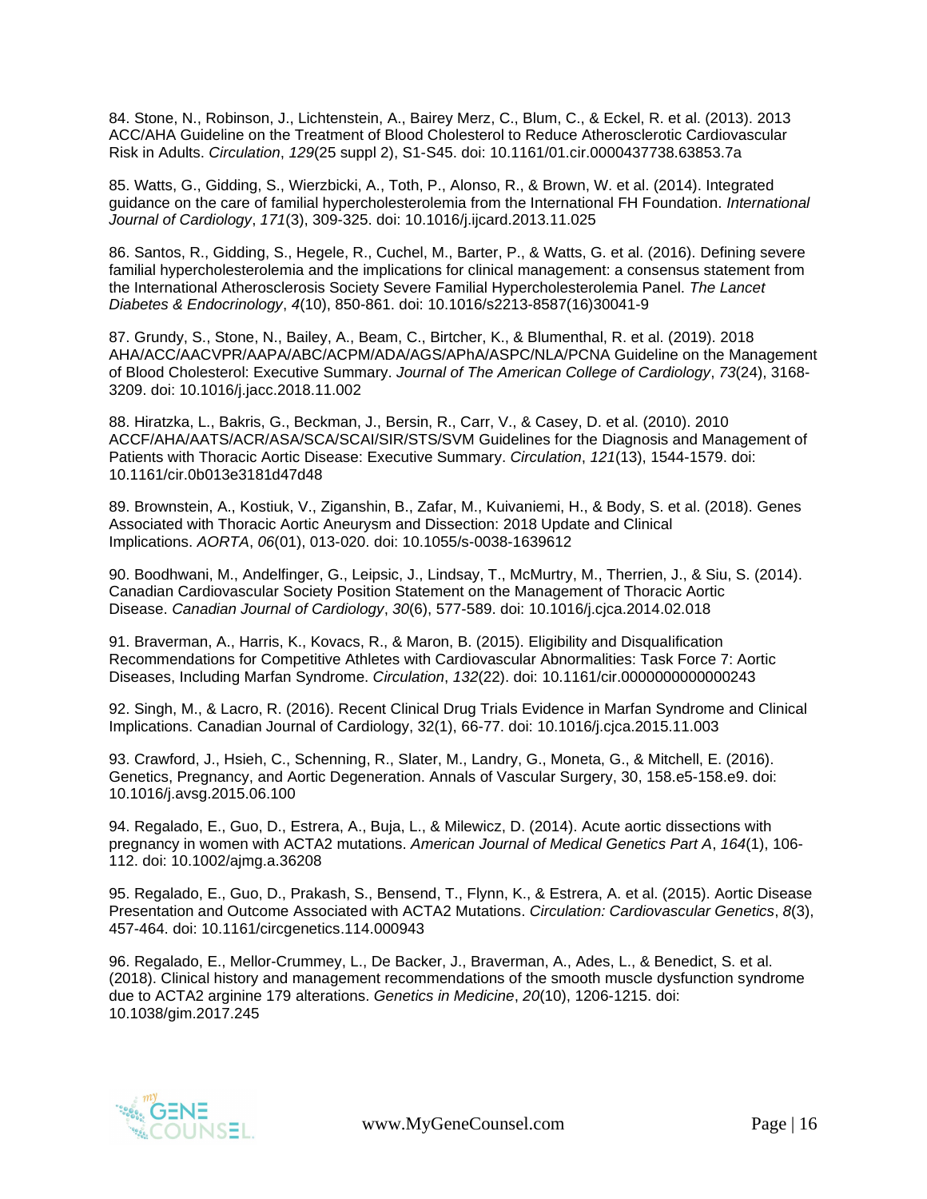84. Stone, N., Robinson, J., Lichtenstein, A., Bairey Merz, C., Blum, C., & Eckel, R. et al. (2013). 2013 ACC/AHA Guideline on the Treatment of Blood Cholesterol to Reduce Atherosclerotic Cardiovascular Risk in Adults. *Circulation*, *129*(25 suppl 2), S1-S45. doi: 10.1161/01.cir.0000437738.63853.7a

85. Watts, G., Gidding, S., Wierzbicki, A., Toth, P., Alonso, R., & Brown, W. et al. (2014). Integrated guidance on the care of familial hypercholesterolemia from the International FH Foundation. *International Journal of Cardiology*, *171*(3), 309-325. doi: 10.1016/j.ijcard.2013.11.025

86. Santos, R., Gidding, S., Hegele, R., Cuchel, M., Barter, P., & Watts, G. et al. (2016). Defining severe familial hypercholesterolemia and the implications for clinical management: a consensus statement from the International Atherosclerosis Society Severe Familial Hypercholesterolemia Panel. *The Lancet Diabetes & Endocrinology*, *4*(10), 850-861. doi: 10.1016/s2213-8587(16)30041-9

87. Grundy, S., Stone, N., Bailey, A., Beam, C., Birtcher, K., & Blumenthal, R. et al. (2019). 2018 AHA/ACC/AACVPR/AAPA/ABC/ACPM/ADA/AGS/APhA/ASPC/NLA/PCNA Guideline on the Management of Blood Cholesterol: Executive Summary. *Journal of The American College of Cardiology*, *73*(24), 3168-3209. doi: 10.1016/j.jacc.2018.11.002

88. Hiratzka, L., Bakris, G., Beckman, J., Bersin, R., Carr, V., & Casey, D. et al. (2010). 2010 ACCF/AHA/AATS/ACR/ASA/SCA/SCAI/SIR/STS/SVM Guidelines for the Diagnosis and Management of Patients with Thoracic Aortic Disease: Executive Summary. *Circulation*, *121*(13), 1544-1579. doi: 10.1161/cir.0b013e3181d47d48

89. Brownstein, A., Kostiuk, V., Ziganshin, B., Zafar, M., Kuivaniemi, H., & Body, S. et al. (2018). Genes Associated with Thoracic Aortic Aneurysm and Dissection: 2018 Update and Clinical Implications. *AORTA*, *06*(01), 013-020. doi: 10.1055/s-0038-1639612

90. Boodhwani, M., Andelfinger, G., Leipsic, J., Lindsay, T., McMurtry, M., Therrien, J., & Siu, S. (2014). Canadian Cardiovascular Society Position Statement on the Management of Thoracic Aortic Disease. *Canadian Journal of Cardiology*, *30*(6), 577-589. doi: 10.1016/j.cjca.2014.02.018

91. Braverman, A., Harris, K., Kovacs, R., & Maron, B. (2015). Eligibility and Disqualification Recommendations for Competitive Athletes with Cardiovascular Abnormalities: Task Force 7: Aortic Diseases, Including Marfan Syndrome. *Circulation*, *132*(22). doi: 10.1161/cir.0000000000000243

92. Singh, M., & Lacro, R. (2016). Recent Clinical Drug Trials Evidence in Marfan Syndrome and Clinical Implications. Canadian Journal of Cardiology, 32(1), 66-77. doi: 10.1016/j.cjca.2015.11.003

93. Crawford, J., Hsieh, C., Schenning, R., Slater, M., Landry, G., Moneta, G., & Mitchell, E. (2016). Genetics, Pregnancy, and Aortic Degeneration. Annals of Vascular Surgery, 30, 158.e5-158.e9. doi: 10.1016/j.avsg.2015.06.100

94. Regalado, E., Guo, D., Estrera, A., Buja, L., & Milewicz, D. (2014). Acute aortic dissections with pregnancy in women with ACTA2 mutations. *American Journal of Medical Genetics Part A*, *164*(1), 106-112. doi: 10.1002/ajmg.a.36208

95. Regalado, E., Guo, D., Prakash, S., Bensend, T., Flynn, K., & Estrera, A. et al. (2015). Aortic Disease Presentation and Outcome Associated with ACTA2 Mutations. *Circulation: Cardiovascular Genetics*, *8*(3), 457-464. doi: 10.1161/circgenetics.114.000943

96. Regalado, E., Mellor-Crummey, L., De Backer, J., Braverman, A., Ades, L., & Benedict, S. et al. (2018). Clinical history and management recommendations of the smooth muscle dysfunction syndrome due to ACTA2 arginine 179 alterations. *Genetics in Medicine*, *20*(10), 1206-1215. doi: 10.1038/gim.2017.245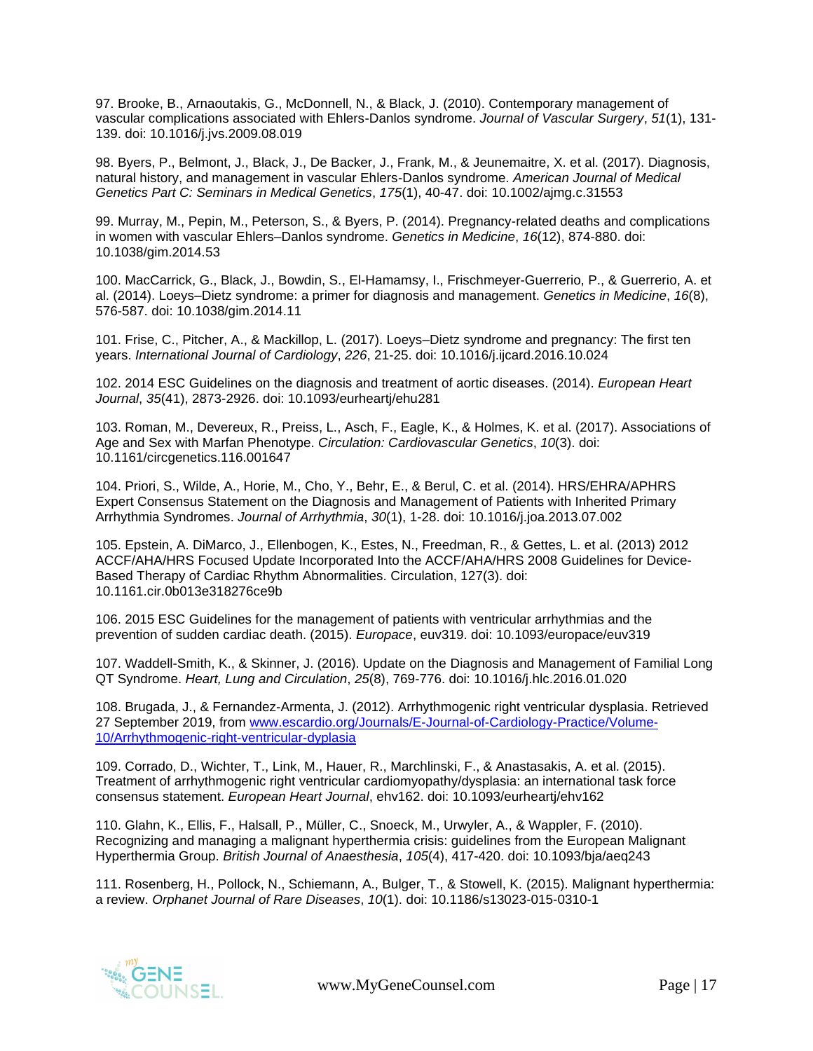97. Brooke, B., Arnaoutakis, G., McDonnell, N., & Black, J. (2010). Contemporary management of vascular complications associated with Ehlers-Danlos syndrome. *Journal of Vascular Surgery*, *51*(1), 131-139. doi: 10.1016/j.jvs.2009.08.019

98. Byers, P., Belmont, J., Black, J., De Backer, J., Frank, M., & Jeunemaitre, X. et al. (2017). Diagnosis, natural history, and management in vascular Ehlers-Danlos syndrome. *American Journal of Medical Genetics Part C: Seminars in Medical Genetics*, *175*(1), 40-47. doi: 10.1002/ajmg.c.31553

99. Murray, M., Pepin, M., Peterson, S., & Byers, P. (2014). Pregnancy-related deaths and complications in women with vascular Ehlers–Danlos syndrome. *Genetics in Medicine*, *16*(12), 874-880. doi: 10.1038/gim.2014.53

100. MacCarrick, G., Black, J., Bowdin, S., El-Hamamsy, I., Frischmeyer-Guerrerio, P., & Guerrerio, A. et al. (2014). Loeys–Dietz syndrome: a primer for diagnosis and management. *Genetics in Medicine*, *16*(8), 576-587. doi: 10.1038/gim.2014.11

101. Frise, C., Pitcher, A., & Mackillop, L. (2017). Loeys–Dietz syndrome and pregnancy: The first ten years. *International Journal of Cardiology*, *226*, 21-25. doi: 10.1016/j.ijcard.2016.10.024

102. 2014 ESC Guidelines on the diagnosis and treatment of aortic diseases. (2014). *European Heart Journal*, *35*(41), 2873-2926. doi: 10.1093/eurheartj/ehu281

103. Roman, M., Devereux, R., Preiss, L., Asch, F., Eagle, K., & Holmes, K. et al. (2017). Associations of Age and Sex with Marfan Phenotype. *Circulation: Cardiovascular Genetics*, *10*(3). doi: 10.1161/circgenetics.116.001647

104. Priori, S., Wilde, A., Horie, M., Cho, Y., Behr, E., & Berul, C. et al. (2014). HRS/EHRA/APHRS Expert Consensus Statement on the Diagnosis and Management of Patients with Inherited Primary Arrhythmia Syndromes. *Journal of Arrhythmia*, *30*(1), 1-28. doi: 10.1016/j.joa.2013.07.002

105. Epstein, A. DiMarco, J., Ellenbogen, K., Estes, N., Freedman, R., & Gettes, L. et al. (2013) 2012 ACCF/AHA/HRS Focused Update Incorporated Into the ACCF/AHA/HRS 2008 Guidelines for Device-Based Therapy of Cardiac Rhythm Abnormalities. Circulation, 127(3). doi: 10.1161.cir.0b013e318276ce9b

106. 2015 ESC Guidelines for the management of patients with ventricular arrhythmias and the prevention of sudden cardiac death. (2015). *Europace*, euv319. doi: 10.1093/europace/euv319

107. Waddell-Smith, K., & Skinner, J. (2016). Update on the Diagnosis and Management of Familial Long QT Syndrome. *Heart, Lung and Circulation*, *25*(8), 769-776. doi: 10.1016/j.hlc.2016.01.020

108. Brugada, J., & Fernandez-Armenta, J. (2012). Arrhythmogenic right ventricular dysplasia. Retrieved 27 September 2019, from [www.escardio.org/Journals/E-Journal-of-Cardiology-Practice/Volume-10/Arrhythmogenic-right-ventricular-dyplasia](www.escardio.org/Journals/E-Journal-of-Cardiology-Practice/Volume-10/Arrhythmogenic-right-ventricular-dyplasia)

109. Corrado, D., Wichter, T., Link, M., Hauer, R., Marchlinski, F., & Anastasakis, A. et al. (2015). Treatment of arrhythmogenic right ventricular cardiomyopathy/dysplasia: an international task force consensus statement. *European Heart Journal*, ehv162. doi: 10.1093/eurheartj/ehv162

110. Glahn, K., Ellis, F., Halsall, P., Müller, C., Snoeck, M., Urwyler, A., & Wappler, F. (2010). Recognizing and managing a malignant hyperthermia crisis: guidelines from the European Malignant Hyperthermia Group. *British Journal of Anaesthesia*, *105*(4), 417-420. doi: 10.1093/bja/aeq243

111. Rosenberg, H., Pollock, N., Schiemann, A., Bulger, T., & Stowell, K. (2015). Malignant hyperthermia: a review. *Orphanet Journal of Rare Diseases*, *10*(1). doi: 10.1186/s13023-015-0310-1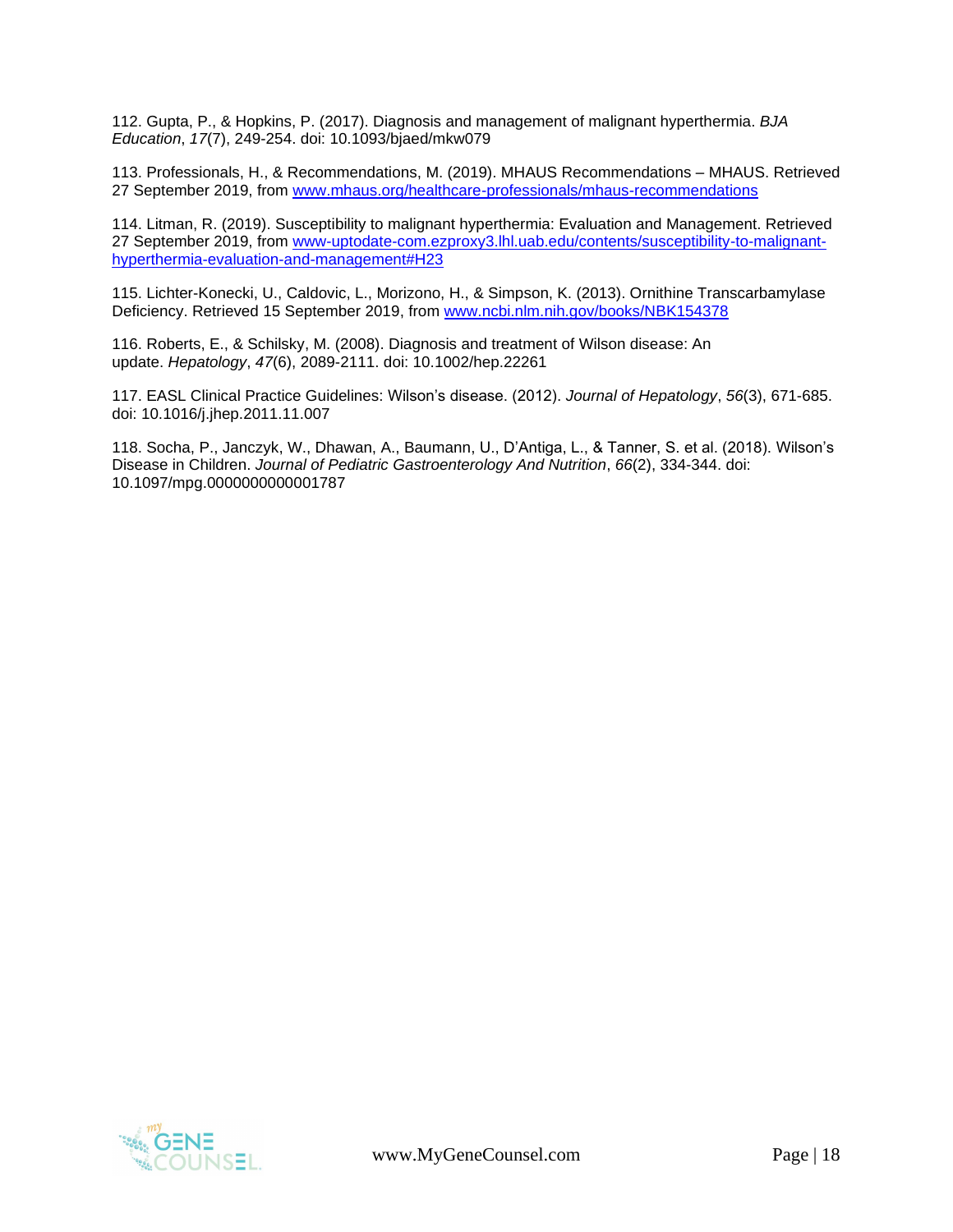112. Gupta, P., & Hopkins, P. (2017). Diagnosis and management of malignant hyperthermia. *BJA Education*, *17*(7), 249-254. doi: 10.1093/bjaed/mkw079

113. Professionals, H., & Recommendations, M. (2019). MHAUS Recommendations – MHAUS. Retrieved 27 September 2019, from [www.mhaus.org/healthcare-professionals/mhaus-recommendations](www.mhaus.org/healthcare-professionals/mhaus-recommendations)

114. Litman, R. (2019). Susceptibility to malignant hyperthermia: Evaluation and Management. Retrieved 27 September 2019, from [www-uptodate-com.ezproxy3.lhl.uab.edu/contents/susceptibility-to-malignant-hyperthermia-evaluation-and-management#H23](www-uptodate-com.ezproxy3.lhl.uab.edu/contents/susceptibility-to-malignant-hyperthermia-evaluation-and-management#H23)

115. Lichter-Konecki, U., Caldovic, L., Morizono, H., & Simpson, K. (2013). Ornithine Transcarbamylase Deficiency. Retrieved 15 September 2019, from [www.ncbi.nlm.nih.gov/books/NBK154378](www.ncbi.nlm.nih.gov/books/NBK154378)

116. Roberts, E., & Schilsky, M. (2008). Diagnosis and treatment of Wilson disease: An update. *Hepatology*, *47*(6), 2089-2111. doi: 10.1002/hep.22261

117. EASL Clinical Practice Guidelines: Wilson's disease. (2012). *Journal of Hepatology*, *56*(3), 671-685. doi: 10.1016/j.jhep.2011.11.007

118. Socha, P., Janczyk, W., Dhawan, A., Baumann, U., D'Antiga, L., & Tanner, S. et al. (2018). Wilson's Disease in Children. *Journal of Pediatric Gastroenterology And Nutrition*, *66*(2), 334-344. doi: 10.1097/mpg.0000000000001787